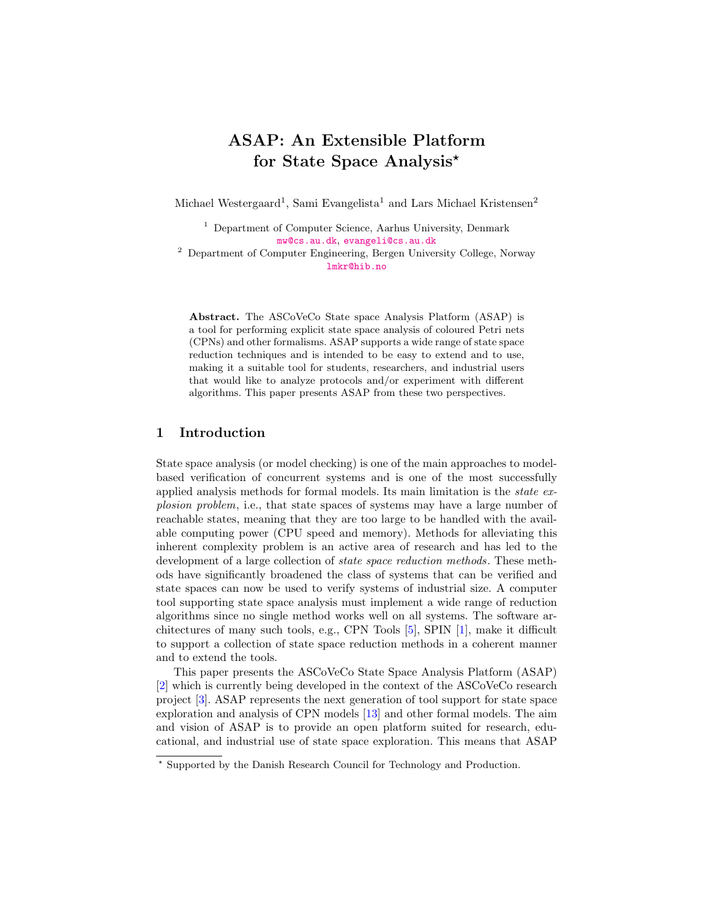# ASAP: An Extensible Platform for State Space Analysis*

Michael Westergaard[1], Sami Evangelista[1] and Lars Michael Kristensen[2]

[1] Department of Computer Science, Aarhus University, Denmark
mw@cs.au.dk, evangeli@cs.au.dk

[2] Department of Computer Engineering, Bergen University College, Norway
lmkr@hib.no

**Abstract.** The ASCoVeCo State space Analysis Platform (ASAP) is a tool for performing explicit state space analysis of coloured Petri nets (CPNs) and other formalisms. ASAP supports a wide range of state space reduction techniques and is intended to be easy to extend and to use, making it a suitable tool for students, researchers, and industrial users that would like to analyze protocols and/or experiment with different algorithms. This paper presents ASAP from these two perspectives.

## 1 Introduction

State space analysis (or model checking) is one of the main approaches to model-based verification of concurrent systems and is one of the most successfully applied analysis methods for formal models. Its main limitation is the *state explosion problem*, i.e., that state spaces of systems may have a large number of reachable states, meaning that they are too large to be handled with the available computing power (CPU speed and memory). Methods for alleviating this inherent complexity problem is an active area of research and has led to the development of a large collection of *state space reduction methods*. These methods have significantly broadened the class of systems that can be verified and state spaces can now be used to verify systems of industrial size. A computer tool supporting state space analysis must implement a wide range of reduction algorithms since no single method works well on all systems. The software architectures of many such tools, e.g., CPN Tools [5], SPIN [1], make it difficult to support a collection of state space reduction methods in a coherent manner and to extend the tools.

This paper presents the ASCoVeCo State Space Analysis Platform (ASAP) [2] which is currently being developed in the context of the ASCoVeCo research project [3]. ASAP represents the next generation of tool support for state space exploration and analysis of CPN models [13] and other formal models. The aim and vision of ASAP is to provide an open platform suited for research, educational, and industrial use of state space exploration. This means that ASAP

* Supported by the Danish Research Council for Technology and Production.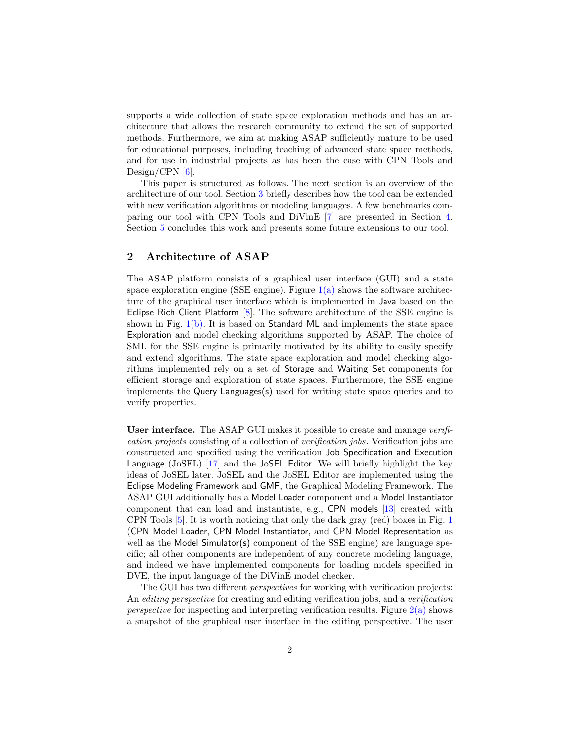supports a wide collection of state space exploration methods and has an architecture that allows the research community to extend the set of supported methods. Furthermore, we aim at making ASAP sufficiently mature to be used for educational purposes, including teaching of advanced state space methods, and for use in industrial projects as has been the case with CPN Tools and Design/CPN [6].

This paper is structured as follows. The next section is an overview of the architecture of our tool. Section 3 briefly describes how the tool can be extended with new verification algorithms or modeling languages. A few benchmarks comparing our tool with CPN Tools and DiVinE [7] are presented in Section 4. Section 5 concludes this work and presents some future extensions to our tool.

## 2 Architecture of ASAP

The ASAP platform consists of a graphical user interface (GUI) and a state space exploration engine (SSE engine). Figure 1(a) shows the software architecture of the graphical user interface which is implemented in Java based on the Eclipse Rich Client Platform [8]. The software architecture of the SSE engine is shown in Fig. 1(b). It is based on Standard ML and implements the state space Exploration and model checking algorithms supported by ASAP. The choice of SML for the SSE engine is primarily motivated by its ability to easily specify and extend algorithms. The state space exploration and model checking algorithms implemented rely on a set of Storage and Waiting Set components for efficient storage and exploration of state spaces. Furthermore, the SSE engine implements the Query Languages(s) used for writing state space queries and to verify properties.

**User interface.** The ASAP GUI makes it possible to create and manage *verification projects* consisting of a collection of *verification jobs*. Verification jobs are constructed and specified using the verification Job Specification and Execution Language (JoSEL) [17] and the JoSEL Editor. We will briefly highlight the key ideas of JoSEL later. JoSEL and the JoSEL Editor are implemented using the Eclipse Modeling Framework and GMF, the Graphical Modeling Framework. The ASAP GUI additionally has a Model Loader component and a Model Instantiator component that can load and instantiate, e.g., CPN models [13] created with CPN Tools [5]. It is worth noticing that only the dark gray (red) boxes in Fig. 1 (CPN Model Loader, CPN Model Instantiator, and CPN Model Representation as well as the Model Simulator(s) component of the SSE engine) are language specific; all other components are independent of any concrete modeling language, and indeed we have implemented components for loading models specified in DVE, the input language of the DiVinE model checker.

The GUI has two different *perspectives* for working with verification projects: An *editing perspective* for creating and editing verification jobs, and a *verification perspective* for inspecting and interpreting verification results. Figure 2(a) shows a snapshot of the graphical user interface in the editing perspective. The user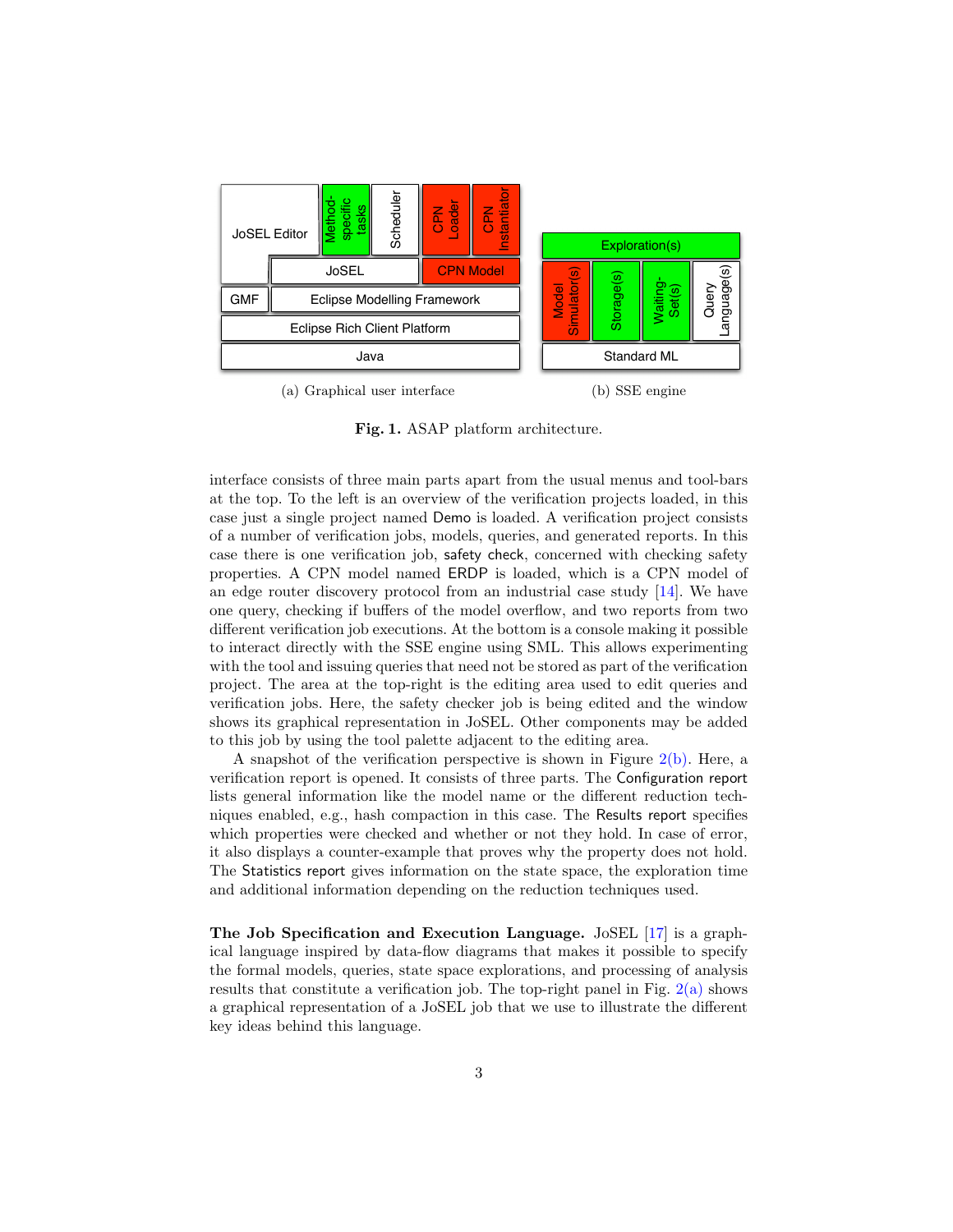(a) Graphical user interface (b) SSE engine

**Fig. 1.** ASAP platform architecture.

interface consists of three main parts apart from the usual menus and tool-bars at the top. To the left is an overview of the verification projects loaded, in this case just a single project named Demo is loaded. A verification project consists of a number of verification jobs, models, queries, and generated reports. In this case there is one verification job, safety check, concerned with checking safety properties. A CPN model named ERDP is loaded, which is a CPN model of an edge router discovery protocol from an industrial case study [14]. We have one query, checking if buffers of the model overflow, and two reports from two different verification job executions. At the bottom is a console making it possible to interact directly with the SSE engine using SML. This allows experimenting with the tool and issuing queries that need not be stored as part of the verification project. The area at the top-right is the editing area used to edit queries and verification jobs. Here, the safety checker job is being edited and the window shows its graphical representation in JoSEL. Other components may be added to this job by using the tool palette adjacent to the editing area.

A snapshot of the verification perspective is shown in Figure 2(b). Here, a verification report is opened. It consists of three parts. The Configuration report lists general information like the model name or the different reduction techniques enabled, e.g., hash compaction in this case. The Results report specifies which properties were checked and whether or not they hold. In case of error, it also displays a counter-example that proves why the property does not hold. The Statistics report gives information on the state space, the exploration time and additional information depending on the reduction techniques used.

**The Job Specification and Execution Language.** JoSEL [17] is a graphical language inspired by data-flow diagrams that makes it possible to specify the formal models, queries, state space explorations, and processing of analysis results that constitute a verification job. The top-right panel in Fig. 2(a) shows a graphical representation of a JoSEL job that we use to illustrate the different key ideas behind this language.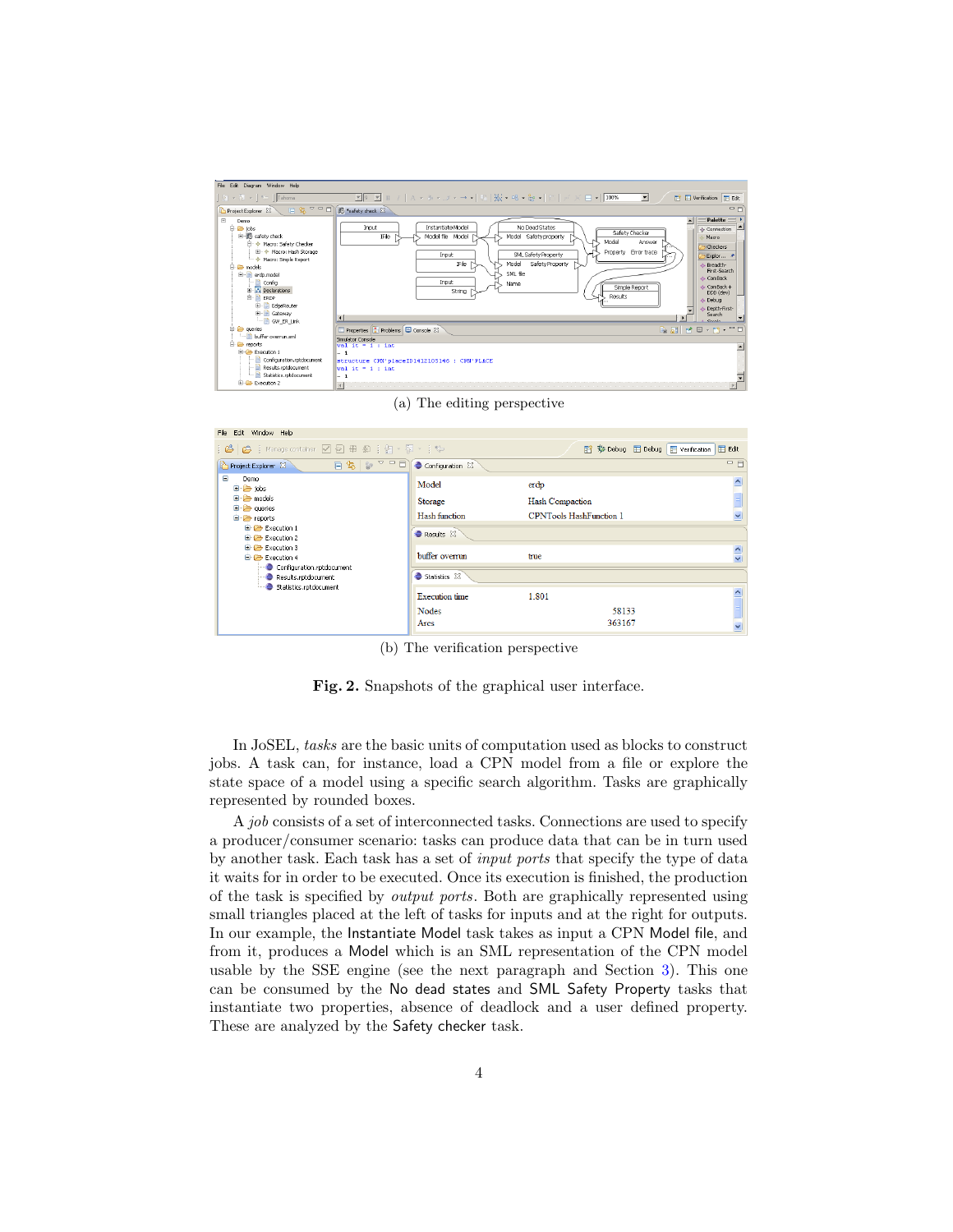(a) The editing perspective

(b) The verification perspective

**Fig. 2.** Snapshots of the graphical user interface.

In JoSEL, *tasks* are the basic units of computation used as blocks to construct jobs. A task can, for instance, load a CPN model from a file or explore the state space of a model using a specific search algorithm. Tasks are graphically represented by rounded boxes.

A *job* consists of a set of interconnected tasks. Connections are used to specify a producer/consumer scenario: tasks can produce data that can be in turn used by another task. Each task has a set of *input ports* that specify the type of data it waits for in order to be executed. Once its execution is finished, the production of the task is specified by *output ports*. Both are graphically represented using small triangles placed at the left of tasks for inputs and at the right for outputs. In our example, the Instantiate Model task takes as input a CPN Model file, and from it, produces a Model which is an SML representation of the CPN model usable by the SSE engine (see the next paragraph and Section 3). This one can be consumed by the No dead states and SML Safety Property tasks that instantiate two properties, absence of deadlock and a user defined property. These are analyzed by the Safety checker task.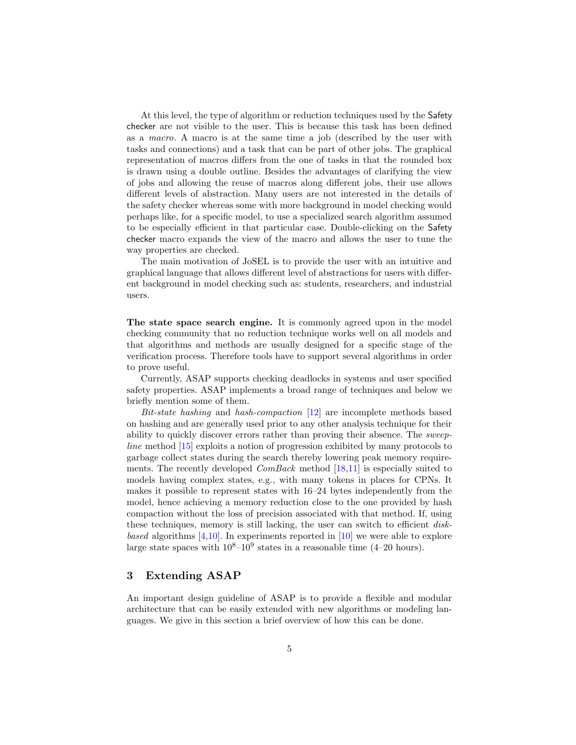At this level, the type of algorithm or reduction techniques used by the Safety checker are not visible to the user. This is because this task has been defined as a *macro*. A macro is at the same time a job (described by the user with tasks and connections) and a task that can be part of other jobs. The graphical representation of macros differs from the one of tasks in that the rounded box is drawn using a double outline. Besides the advantages of clarifying the view of jobs and allowing the reuse of macros along different jobs, their use allows different levels of abstraction. Many users are not interested in the details of the safety checker whereas some with more background in model checking would perhaps like, for a specific model, to use a specialized search algorithm assumed to be especially efficient in that particular case. Double-clicking on the Safety checker macro expands the view of the macro and allows the user to tune the way properties are checked.

The main motivation of JoSEL is to provide the user with an intuitive and graphical language that allows different level of abstractions for users with different background in model checking such as: students, researchers, and industrial users.

**The state space search engine.** It is commonly agreed upon in the model checking community that no reduction technique works well on all models and that algorithms and methods are usually designed for a specific stage of the verification process. Therefore tools have to support several algorithms in order to prove useful.

Currently, ASAP supports checking deadlocks in systems and user specified safety properties. ASAP implements a broad range of techniques and below we briefly mention some of them.

*Bit-state hashing* and *hash-compaction* [12] are incomplete methods based on hashing and are generally used prior to any other analysis technique for their ability to quickly discover errors rather than proving their absence. The *sweep-line* method [15] exploits a notion of progression exhibited by many protocols to garbage collect states during the search thereby lowering peak memory requirements. The recently developed *ComBack* method [18,11] is especially suited to models having complex states, e.g., with many tokens in places for CPNs. It makes it possible to represent states with 16–24 bytes independently from the model, hence achieving a memory reduction close to the one provided by hash compaction without the loss of precision associated with that method. If, using these techniques, memory is still lacking, the user can switch to efficient *disk-based* algorithms [4,10]. In experiments reported in [10] we were able to explore large state spaces with $10^8$–$10^9$ states in a reasonable time (4–20 hours).

## 3 Extending ASAP

An important design guideline of ASAP is to provide a flexible and modular architecture that can be easily extended with new algorithms or modeling languages. We give in this section a brief overview of how this can be done.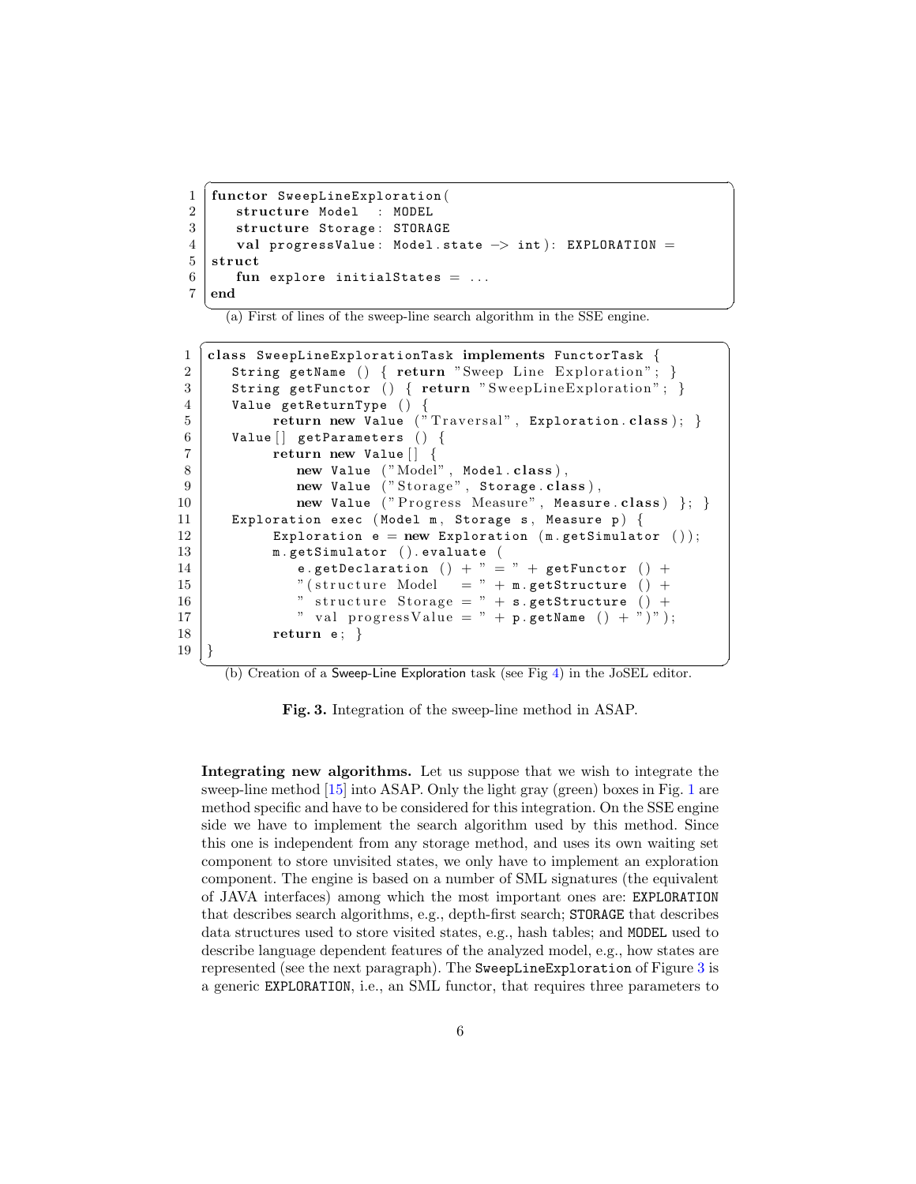```
functor SweepLineExploration(
   structure Model   : MODEL
   structure Storage: STORAGE
   val progressValue: Model.state -> int): EXPLORATION =
struct
   fun explore initialStates = ...
end
```

(a) First of lines of the sweep-line search algorithm in the SSE engine.

```
class SweepLineExplorationTask implements FunctorTask {
   String getName () { return "Sweep Line Exploration"; }
   String getFunctor () { return "SweepLineExploration"; }
   Value getReturnType () {
        return new Value ("Traversal", Exploration.class); }
   Value[] getParameters () {
        return new Value[] {
           new Value ("Model", Model.class),
           new Value ("Storage", Storage.class),
           new Value ("Progress Measure", Measure.class) }; }
   Exploration exec (Model m, Storage s, Measure p) {
        Exploration e = new Exploration (m.getSimulator ());
        m.getSimulator ().evaluate (
           e.getDeclaration () + " = " + getFunctor () +
           "(structure Model   = " + m.getStructure () +
           " structure Storage = " + s.getStructure () +
           " val progressValue = " + p.getName () + ")");
        return e; }
}
```

(b) Creation of a Sweep-Line Exploration task (see Fig 4) in the JoSEL editor.

**Fig. 3.** Integration of the sweep-line method in ASAP.

**Integrating new algorithms.** Let us suppose that we wish to integrate the sweep-line method [15] into ASAP. Only the light gray (green) boxes in Fig. 1 are method specific and have to be considered for this integration. On the SSE engine side we have to implement the search algorithm used by this method. Since this one is independent from any storage method, and uses its own waiting set component to store unvisited states, we only have to implement an exploration component. The engine is based on a number of SML signatures (the equivalent of JAVA interfaces) among which the most important ones are: EXPLORATION that describes search algorithms, e.g., depth-first search; STORAGE that describes data structures used to store visited states, e.g., hash tables; and MODEL used to describe language dependent features of the analyzed model, e.g., how states are represented (see the next paragraph). The SweepLineExploration of Figure 3 is a generic EXPLORATION, i.e., an SML functor, that requires three parameters to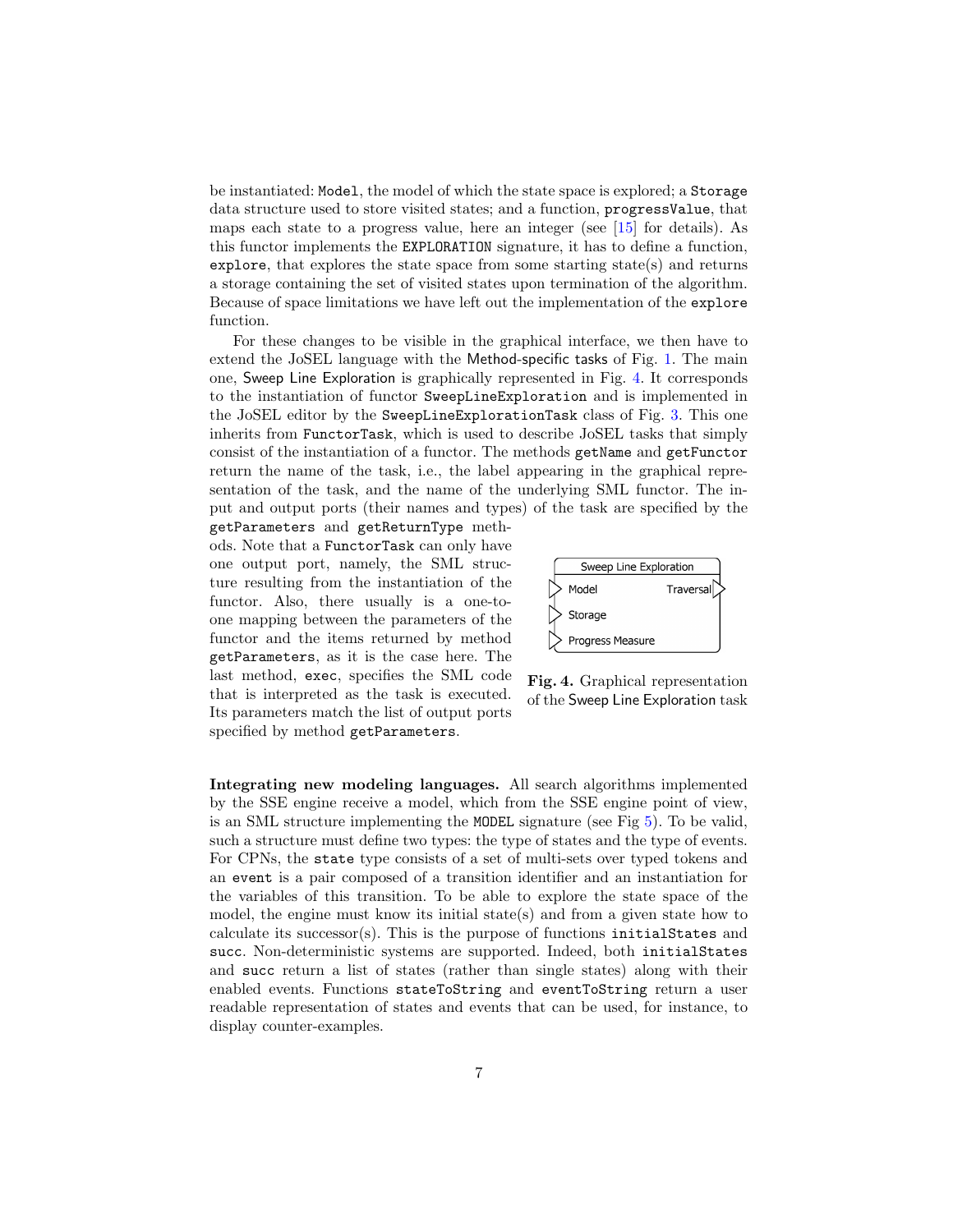be instantiated: `Model`, the model of which the state space is explored; a `Storage` data structure used to store visited states; and a function, `progressValue`, that maps each state to a progress value, here an integer (see [15] for details). As this functor implements the `EXPLORATION` signature, it has to define a function, `explore`, that explores the state space from some starting state(s) and returns a storage containing the set of visited states upon termination of the algorithm. Because of space limitations we have left out the implementation of the `explore` function.

For these changes to be visible in the graphical interface, we then have to extend the JoSEL language with the Method-specific tasks of Fig. 1. The main one, Sweep Line Exploration is graphically represented in Fig. 4. It corresponds to the instantiation of functor `SweepLineExploration` and is implemented in the JoSEL editor by the `SweepLineExplorationTask` class of Fig. 3. This one inherits from `FunctorTask`, which is used to describe JoSEL tasks that simply consist of the instantiation of a functor. The methods `getName` and `getFunctor` return the name of the task, i.e., the label appearing in the graphical representation of the task, and the name of the underlying SML functor. The input and output ports (their names and types) of the task are specified by the `getParameters` and `getReturnType` methods. Note that a `FunctorTask` can only have one output port, namely, the SML structure resulting from the instantiation of the functor. Also, there usually is a one-to-one mapping between the parameters of the functor and the items returned by method `getParameters`, as it is the case here. The last method, `exec`, specifies the SML code that is interpreted as the task is executed. Its parameters match the list of output ports specified by method `getParameters`.

| Sweep Line Exploration | |
|---|---|
| ▷ Model | Traversal ▷ |
| ▷ Storage | |
| ▷ Progress Measure | |

**Fig. 4.** Graphical representation of the Sweep Line Exploration task

**Integrating new modeling languages.** All search algorithms implemented by the SSE engine receive a model, which from the SSE engine point of view, is an SML structure implementing the `MODEL` signature (see Fig 5). To be valid, such a structure must define two types: the type of states and the type of events. For CPNs, the `state` type consists of a set of multi-sets over typed tokens and an `event` is a pair composed of a transition identifier and an instantiation for the variables of this transition. To be able to explore the state space of the model, the engine must know its initial state(s) and from a given state how to calculate its successor(s). This is the purpose of functions `initialStates` and `succ`. Non-deterministic systems are supported. Indeed, both `initialStates` and `succ` return a list of states (rather than single states) along with their enabled events. Functions `stateToString` and `eventToString` return a user readable representation of states and events that can be used, for instance, to display counter-examples.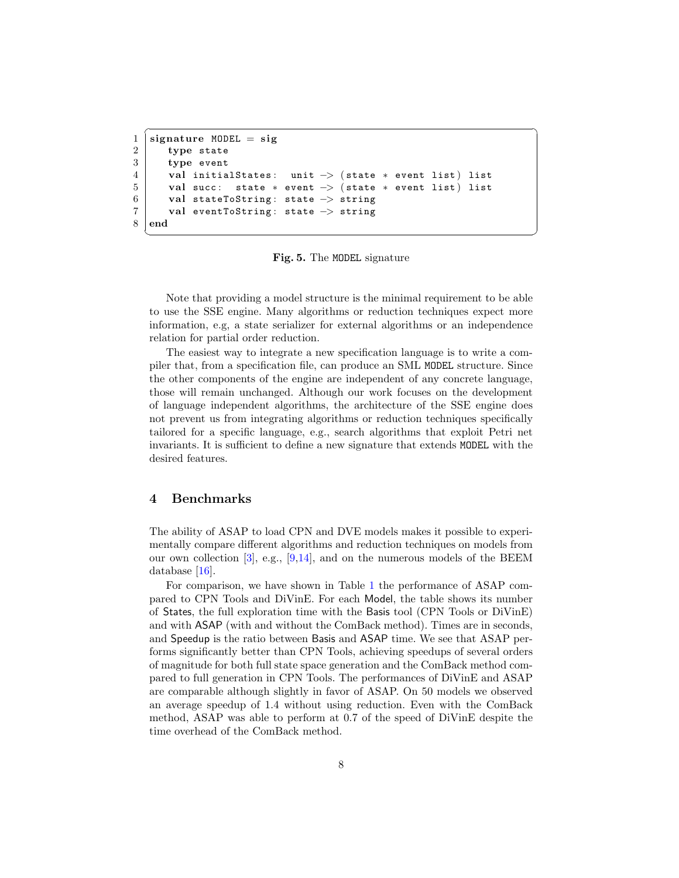```
signature MODEL = sig
   type state
   type event
   val initialStates:  unit -> (state * event list) list
   val succ:  state * event -> (state * event list) list
   val stateToString: state -> string
   val eventToString: state -> string
end
```

**Fig. 5.** The MODEL signature

Note that providing a model structure is the minimal requirement to be able to use the SSE engine. Many algorithms or reduction techniques expect more information, e.g, a state serializer for external algorithms or an independence relation for partial order reduction.

The easiest way to integrate a new specification language is to write a compiler that, from a specification file, can produce an SML MODEL structure. Since the other components of the engine are independent of any concrete language, those will remain unchanged. Although our work focuses on the development of language independent algorithms, the architecture of the SSE engine does not prevent us from integrating algorithms or reduction techniques specifically tailored for a specific language, e.g., search algorithms that exploit Petri net invariants. It is sufficient to define a new signature that extends MODEL with the desired features.

## 4 Benchmarks

The ability of ASAP to load CPN and DVE models makes it possible to experimentally compare different algorithms and reduction techniques on models from our own collection [3], e.g., [9,14], and on the numerous models of the BEEM database [16].

For comparison, we have shown in Table 1 the performance of ASAP compared to CPN Tools and DiVinE. For each Model, the table shows its number of States, the full exploration time with the Basis tool (CPN Tools or DiVinE) and with ASAP (with and without the ComBack method). Times are in seconds, and Speedup is the ratio between Basis and ASAP time. We see that ASAP performs significantly better than CPN Tools, achieving speedups of several orders of magnitude for both full state space generation and the ComBack method compared to full generation in CPN Tools. The performances of DiVinE and ASAP are comparable although slightly in favor of ASAP. On 50 models we observed an average speedup of 1.4 without using reduction. Even with the ComBack method, ASAP was able to perform at 0.7 of the speed of DiVinE despite the time overhead of the ComBack method.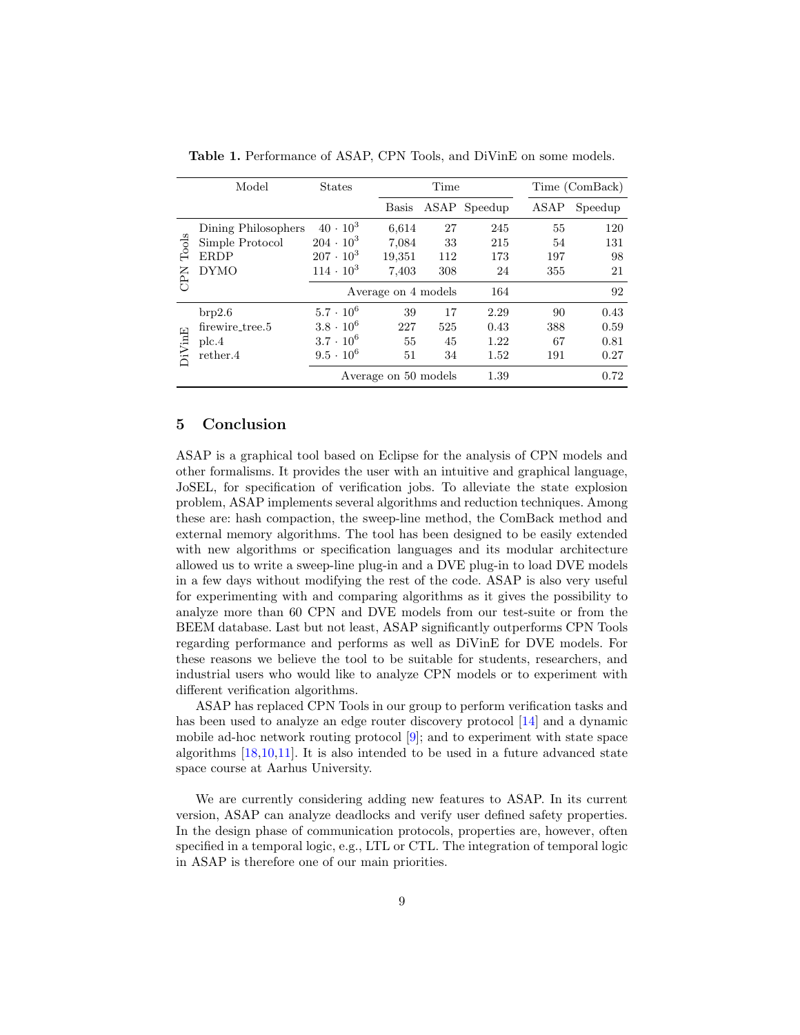**Table 1.** Performance of ASAP, CPN Tools, and DiVinE on some models.

| | Model | States | Time | | | Time (ComBack) | |
|---|---|---|---|---|---|---|---|
| | | | Basis | ASAP | Speedup | ASAP | Speedup |
| CPN Tools | Dining Philosophers | $40 \cdot 10^3$ | 6,614 | 27 | 245 | 55 | 120 |
| | Simple Protocol | $204 \cdot 10^3$ | 7,084 | 33 | 215 | 54 | 131 |
| | ERDP | $207 \cdot 10^3$ | 19,351 | 112 | 173 | 197 | 98 |
| | DYMO | $114 \cdot 10^3$ | 7,403 | 308 | 24 | 355 | 21 |
| | | Average on 4 models | | | 164 | | 92 |
| DiVinE | brp2.6 | $5.7 \cdot 10^6$ | 39 | 17 | 2.29 | 90 | 0.43 |
| | firewire_tree.5 | $3.8 \cdot 10^6$ | 227 | 525 | 0.43 | 388 | 0.59 |
| | plc.4 | $3.7 \cdot 10^6$ | 55 | 45 | 1.22 | 67 | 0.81 |
| | rether.4 | $9.5 \cdot 10^6$ | 51 | 34 | 1.52 | 191 | 0.27 |
| | | Average on 50 models | | | 1.39 | | 0.72 |

## 5 Conclusion

ASAP is a graphical tool based on Eclipse for the analysis of CPN models and other formalisms. It provides the user with an intuitive and graphical language, JoSEL, for specification of verification jobs. To alleviate the state explosion problem, ASAP implements several algorithms and reduction techniques. Among these are: hash compaction, the sweep-line method, the ComBack method and external memory algorithms. The tool has been designed to be easily extended with new algorithms or specification languages and its modular architecture allowed us to write a sweep-line plug-in and a DVE plug-in to load DVE models in a few days without modifying the rest of the code. ASAP is also very useful for experimenting with and comparing algorithms as it gives the possibility to analyze more than 60 CPN and DVE models from our test-suite or from the BEEM database. Last but not least, ASAP significantly outperforms CPN Tools regarding performance and performs as well as DiVinE for DVE models. For these reasons we believe the tool to be suitable for students, researchers, and industrial users who would like to analyze CPN models or to experiment with different verification algorithms.

ASAP has replaced CPN Tools in our group to perform verification tasks and has been used to analyze an edge router discovery protocol [14] and a dynamic mobile ad-hoc network routing protocol [9]; and to experiment with state space algorithms [18,10,11]. It is also intended to be used in a future advanced state space course at Aarhus University.

We are currently considering adding new features to ASAP. In its current version, ASAP can analyze deadlocks and verify user defined safety properties. In the design phase of communication protocols, properties are, however, often specified in a temporal logic, e.g., LTL or CTL. The integration of temporal logic in ASAP is therefore one of our main priorities.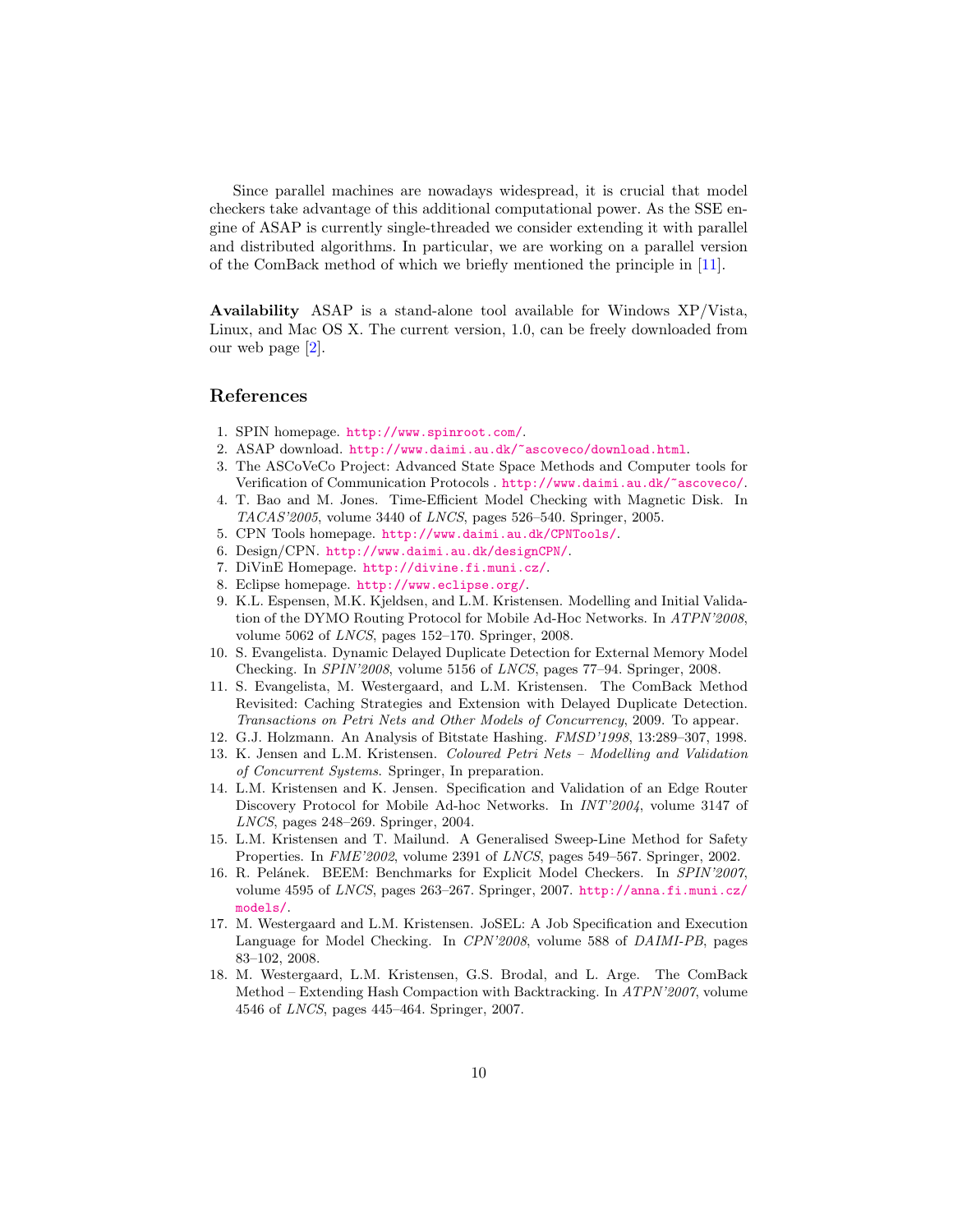Since parallel machines are nowadays widespread, it is crucial that model checkers take advantage of this additional computational power. As the SSE engine of ASAP is currently single-threaded we consider extending it with parallel and distributed algorithms. In particular, we are working on a parallel version of the ComBack method of which we briefly mentioned the principle in [11].

**Availability** ASAP is a stand-alone tool available for Windows XP/Vista, Linux, and Mac OS X. The current version, 1.0, can be freely downloaded from our web page [2].

## References

1. SPIN homepage. http://www.spinroot.com/.
2. ASAP download. http://www.daimi.au.dk/~ascoveco/download.html.
3. The ASCoVeCo Project: Advanced State Space Methods and Computer tools for Verification of Communication Protocols . http://www.daimi.au.dk/~ascoveco/.
4. T. Bao and M. Jones. Time-Efficient Model Checking with Magnetic Disk. In *TACAS'2005*, volume 3440 of *LNCS*, pages 526–540. Springer, 2005.
5. CPN Tools homepage. http://www.daimi.au.dk/CPNTools/.
6. Design/CPN. http://www.daimi.au.dk/designCPN/.
7. DiVinE Homepage. http://divine.fi.muni.cz/.
8. Eclipse homepage. http://www.eclipse.org/.
9. K.L. Espensen, M.K. Kjeldsen, and L.M. Kristensen. Modelling and Initial Validation of the DYMO Routing Protocol for Mobile Ad-Hoc Networks. In *ATPN'2008*, volume 5062 of *LNCS*, pages 152–170. Springer, 2008.
10. S. Evangelista. Dynamic Delayed Duplicate Detection for External Memory Model Checking. In *SPIN'2008*, volume 5156 of *LNCS*, pages 77–94. Springer, 2008.
11. S. Evangelista, M. Westergaard, and L.M. Kristensen. The ComBack Method Revisited: Caching Strategies and Extension with Delayed Duplicate Detection. *Transactions on Petri Nets and Other Models of Concurrency*, 2009. To appear.
12. G.J. Holzmann. An Analysis of Bitstate Hashing. *FMSD'1998*, 13:289–307, 1998.
13. K. Jensen and L.M. Kristensen. *Coloured Petri Nets – Modelling and Validation of Concurrent Systems*. Springer, In preparation.
14. L.M. Kristensen and K. Jensen. Specification and Validation of an Edge Router Discovery Protocol for Mobile Ad-hoc Networks. In *INT'2004*, volume 3147 of *LNCS*, pages 248–269. Springer, 2004.
15. L.M. Kristensen and T. Mailund. A Generalised Sweep-Line Method for Safety Properties. In *FME'2002*, volume 2391 of *LNCS*, pages 549–567. Springer, 2002.
16. R. Pelánek. BEEM: Benchmarks for Explicit Model Checkers. In *SPIN'2007*, volume 4595 of *LNCS*, pages 263–267. Springer, 2007. http://anna.fi.muni.cz/models/.
17. M. Westergaard and L.M. Kristensen. JoSEL: A Job Specification and Execution Language for Model Checking. In *CPN'2008*, volume 588 of *DAIMI-PB*, pages 83–102, 2008.
18. M. Westergaard, L.M. Kristensen, G.S. Brodal, and L. Arge. The ComBack Method – Extending Hash Compaction with Backtracking. In *ATPN'2007*, volume 4546 of *LNCS*, pages 445–464. Springer, 2007.